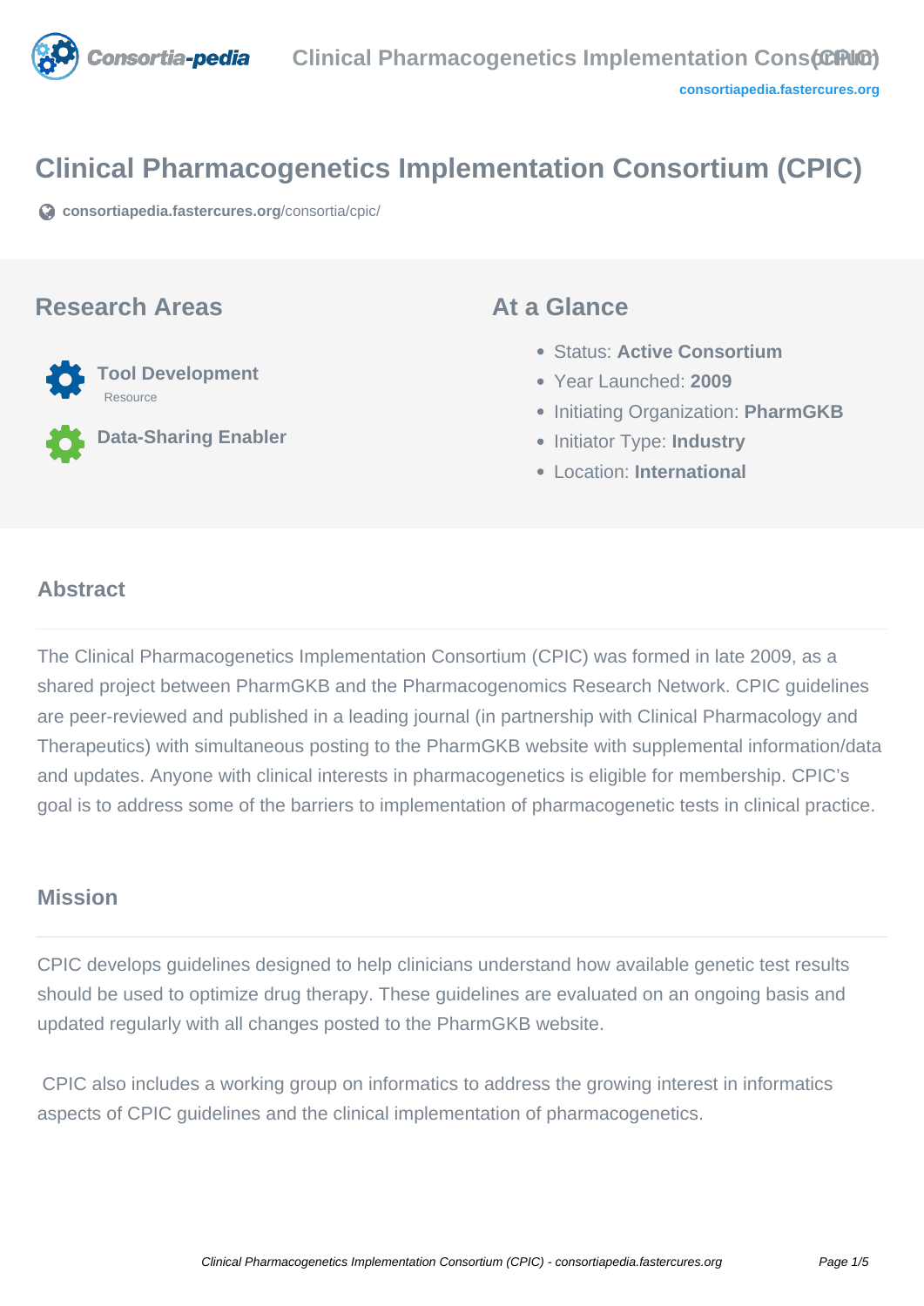# Clinical Pharmacogenetics Implementation Consortium (CPIC)

consortiapedia.fastercures.org/consortia/cpic/

## Research Areas

**Tool Development**
Resource

**Data-Sharing Enabler**

## At a Glance

- Status: **Active Consortium**
- Year Launched: **2009**
- Initiating Organization: **PharmGKB**
- Initiator Type: **Industry**
- Location: **International**

## Abstract

The Clinical Pharmacogenetics Implementation Consortium (CPIC) was formed in late 2009, as a shared project between PharmGKB and the Pharmacogenomics Research Network. CPIC guidelines are peer-reviewed and published in a leading journal (in partnership with Clinical Pharmacology and Therapeutics) with simultaneous posting to the PharmGKB website with supplemental information/data and updates. Anyone with clinical interests in pharmacogenetics is eligible for membership. CPIC's goal is to address some of the barriers to implementation of pharmacogenetic tests in clinical practice.

## Mission

CPIC develops guidelines designed to help clinicians understand how available genetic test results should be used to optimize drug therapy. These guidelines are evaluated on an ongoing basis and updated regularly with all changes posted to the PharmGKB website.

CPIC also includes a working group on informatics to address the growing interest in informatics aspects of CPIC guidelines and the clinical implementation of pharmacogenetics.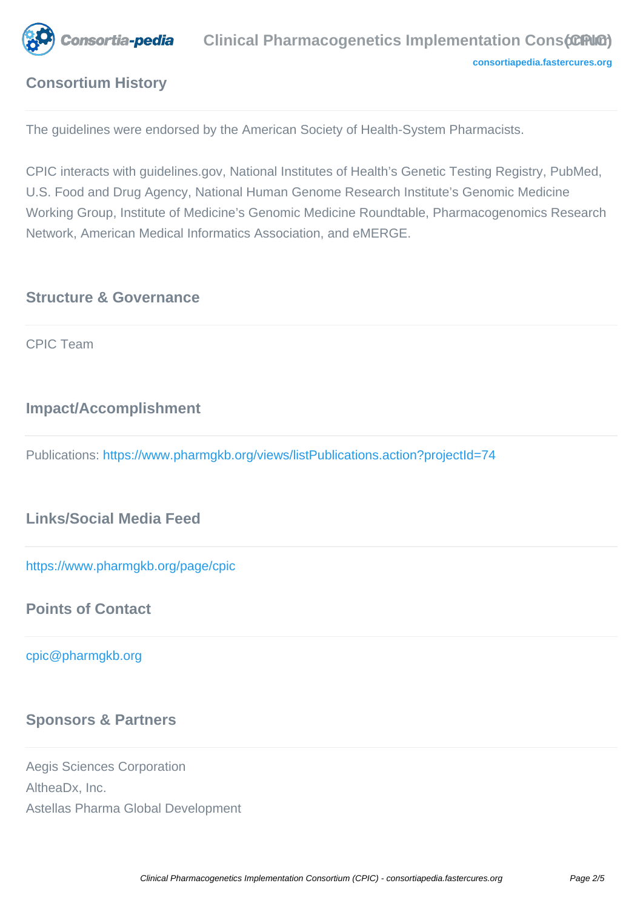## Consortium History

The guidelines were endorsed by the American Society of Health-System Pharmacists.

CPIC interacts with guidelines.gov, National Institutes of Health's Genetic Testing Registry, PubMed, U.S. Food and Drug Agency, National Human Genome Research Institute's Genomic Medicine Working Group, Institute of Medicine's Genomic Medicine Roundtable, Pharmacogenomics Research Network, American Medical Informatics Association, and eMERGE.

## Structure & Governance

CPIC Team

## Impact/Accomplishment

Publications: https://www.pharmgkb.org/views/listPublications.action?projectId=74

## Links/Social Media Feed

https://www.pharmgkb.org/page/cpic

## Points of Contact

cpic@pharmgkb.org

## Sponsors & Partners

Aegis Sciences Corporation
AltheaDx, Inc.
Astellas Pharma Global Development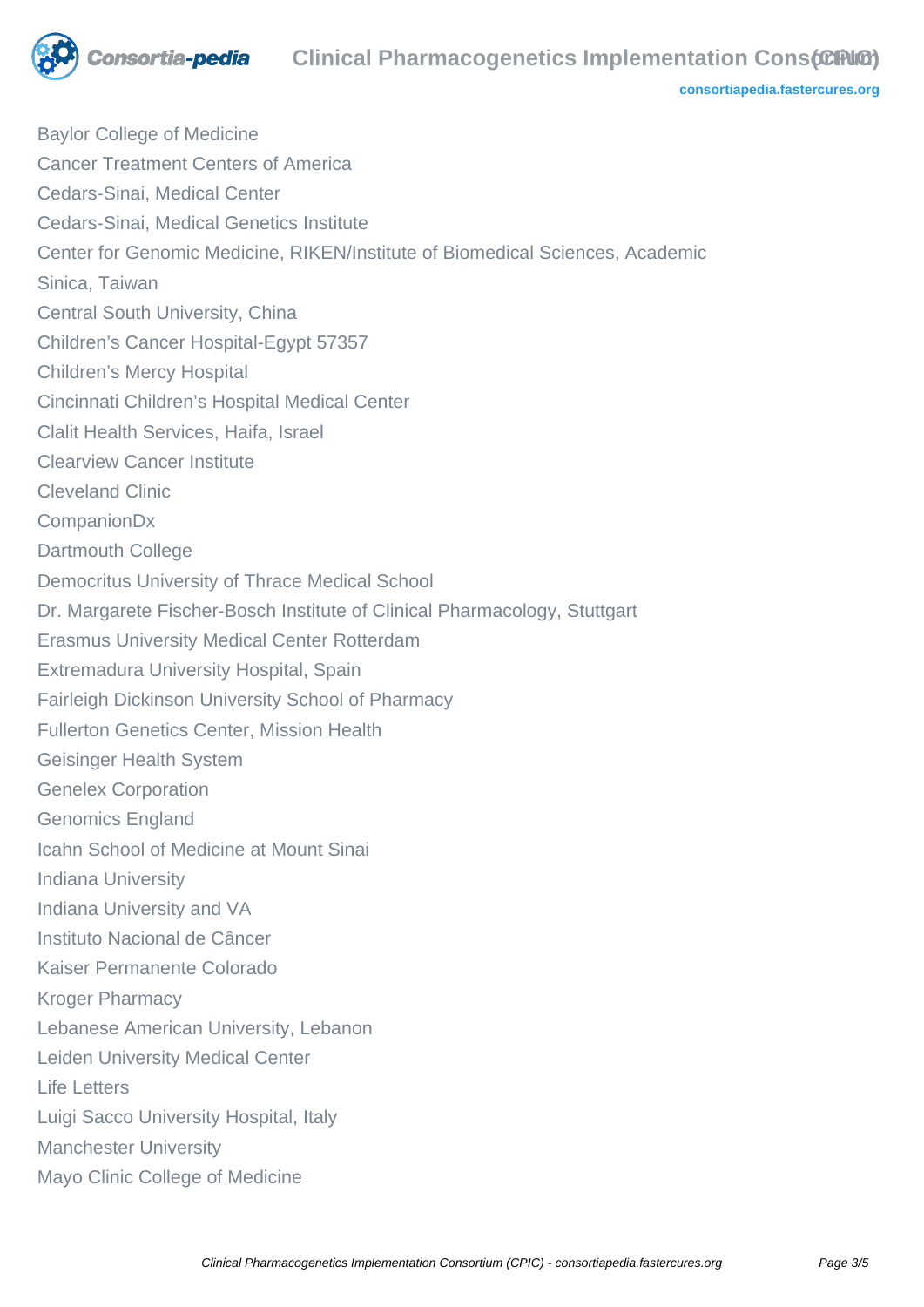Baylor College of Medicine
Cancer Treatment Centers of America
Cedars-Sinai, Medical Center
Cedars-Sinai, Medical Genetics Institute
Center for Genomic Medicine, RIKEN/Institute of Biomedical Sciences, Academic Sinica, Taiwan
Central South University, China
Children’s Cancer Hospital-Egypt 57357
Children’s Mercy Hospital
Cincinnati Children’s Hospital Medical Center
Clalit Health Services, Haifa, Israel
Clearview Cancer Institute
Cleveland Clinic
CompanionDx
Dartmouth College
Democritus University of Thrace Medical School
Dr. Margarete Fischer-Bosch Institute of Clinical Pharmacology, Stuttgart
Erasmus University Medical Center Rotterdam
Extremadura University Hospital, Spain
Fairleigh Dickinson University School of Pharmacy
Fullerton Genetics Center, Mission Health
Geisinger Health System
Genelex Corporation
Genomics England
Icahn School of Medicine at Mount Sinai
Indiana University
Indiana University and VA
Instituto Nacional de Câncer
Kaiser Permanente Colorado
Kroger Pharmacy
Lebanese American University, Lebanon
Leiden University Medical Center
Life Letters
Luigi Sacco University Hospital, Italy
Manchester University
Mayo Clinic College of Medicine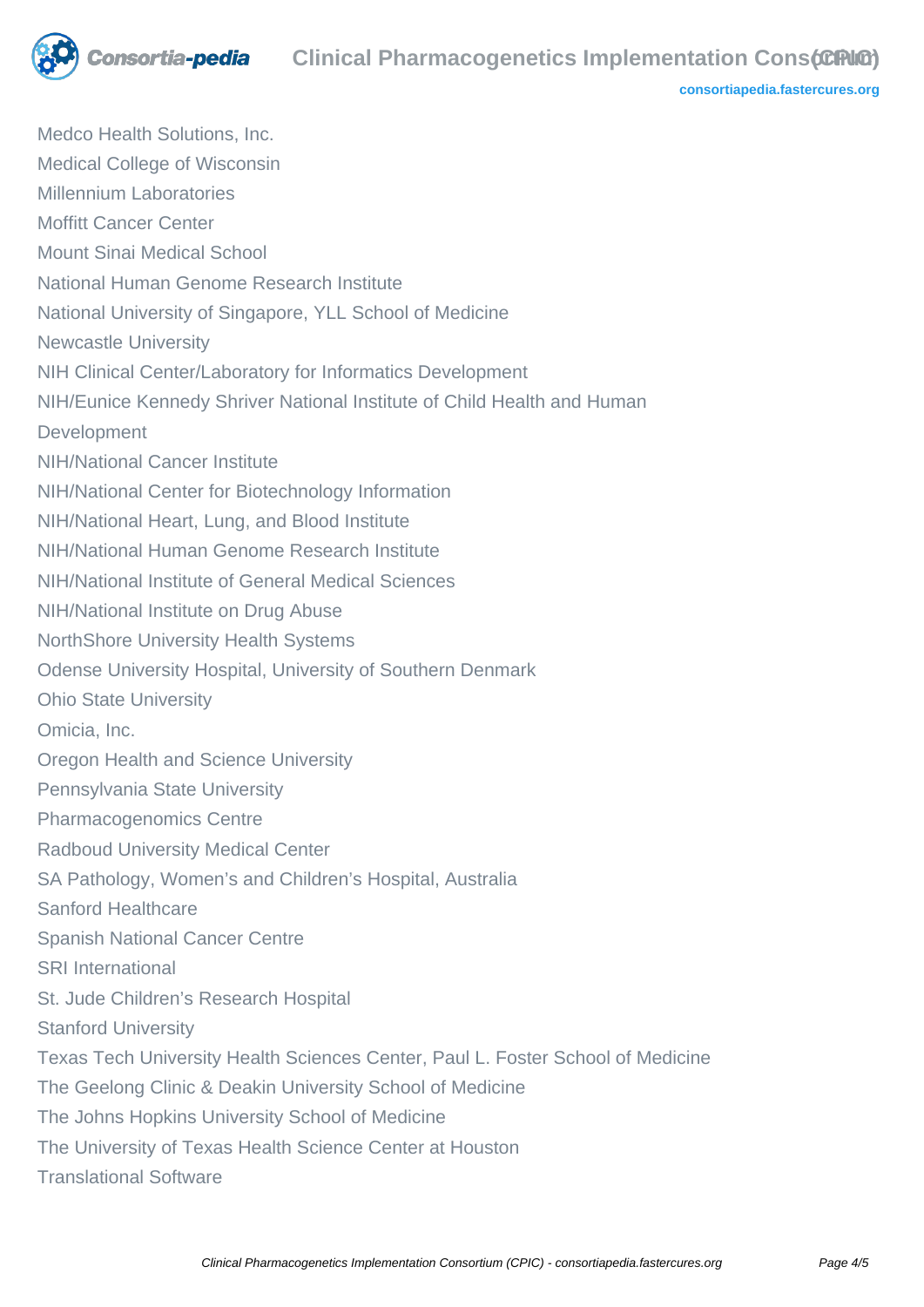Medco Health Solutions, Inc.
Medical College of Wisconsin
Millennium Laboratories
Moffitt Cancer Center
Mount Sinai Medical School
National Human Genome Research Institute
National University of Singapore, YLL School of Medicine
Newcastle University
NIH Clinical Center/Laboratory for Informatics Development
NIH/Eunice Kennedy Shriver National Institute of Child Health and Human Development
NIH/National Cancer Institute
NIH/National Center for Biotechnology Information
NIH/National Heart, Lung, and Blood Institute
NIH/National Human Genome Research Institute
NIH/National Institute of General Medical Sciences
NIH/National Institute on Drug Abuse
NorthShore University Health Systems
Odense University Hospital, University of Southern Denmark
Ohio State University
Omicia, Inc.
Oregon Health and Science University
Pennsylvania State University
Pharmacogenomics Centre
Radboud University Medical Center
SA Pathology, Women's and Children's Hospital, Australia
Sanford Healthcare
Spanish National Cancer Centre
SRI International
St. Jude Children's Research Hospital
Stanford University
Texas Tech University Health Sciences Center, Paul L. Foster School of Medicine
The Geelong Clinic & Deakin University School of Medicine
The Johns Hopkins University School of Medicine
The University of Texas Health Science Center at Houston
Translational Software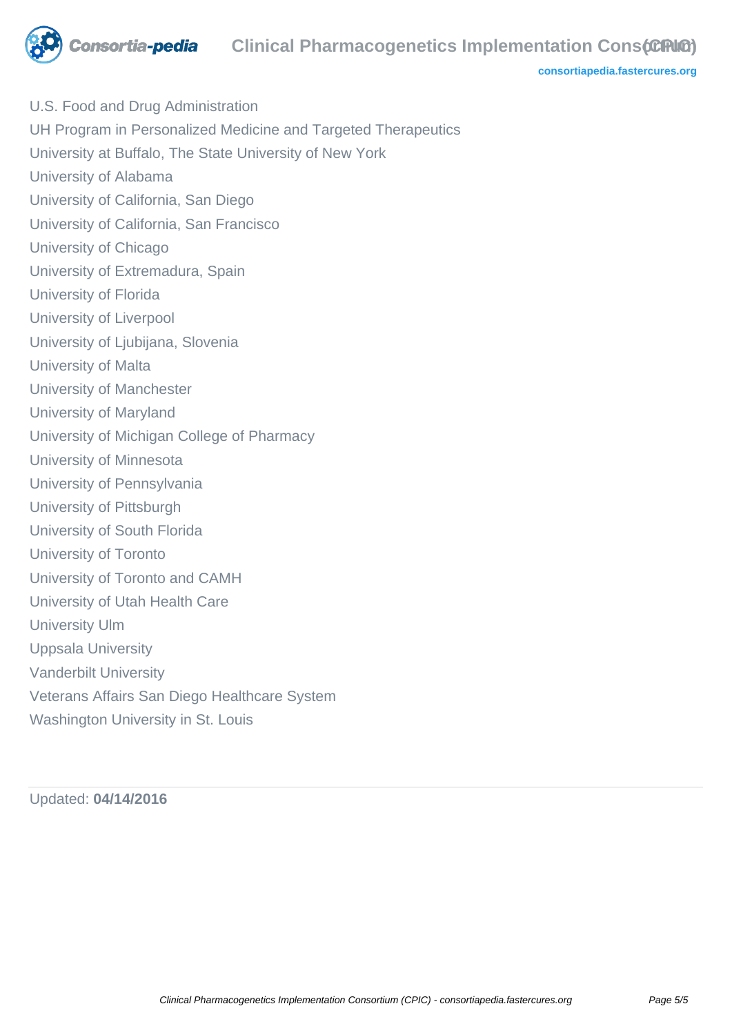U.S. Food and Drug Administration
UH Program in Personalized Medicine and Targeted Therapeutics
University at Buffalo, The State University of New York
University of Alabama
University of California, San Diego
University of California, San Francisco
University of Chicago
University of Extremadura, Spain
University of Florida
University of Liverpool
University of Ljubijana, Slovenia
University of Malta
University of Manchester
University of Maryland
University of Michigan College of Pharmacy
University of Minnesota
University of Pennsylvania
University of Pittsburgh
University of South Florida
University of Toronto
University of Toronto and CAMH
University of Utah Health Care
University Ulm
Uppsala University
Vanderbilt University
Veterans Affairs San Diego Healthcare System
Washington University in St. Louis

---

Updated: **04/14/2016**